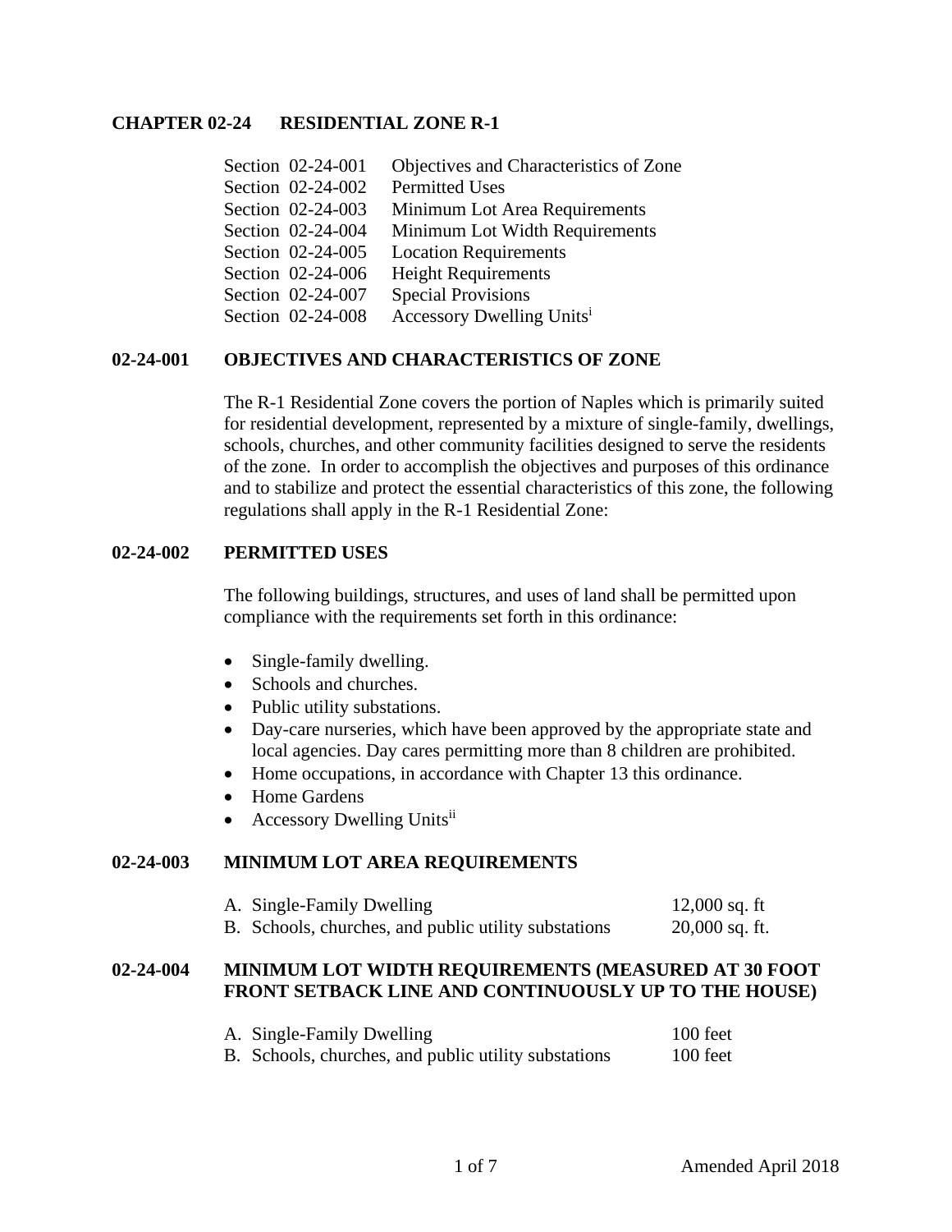# CHAPTER 02-24 RESIDENTIAL ZONE R-1

| | |
|---|---|
| Section 02-24-001 | Objectives and Characteristics of Zone |
| Section 02-24-002 | Permitted Uses |
| Section 02-24-003 | Minimum Lot Area Requirements |
| Section 02-24-004 | Minimum Lot Width Requirements |
| Section 02-24-005 | Location Requirements |
| Section 02-24-006 | Height Requirements |
| Section 02-24-007 | Special Provisions |
| Section 02-24-008 | Accessory Dwelling Units[i] |

## 02-24-001 OBJECTIVES AND CHARACTERISTICS OF ZONE

The R-1 Residential Zone covers the portion of Naples which is primarily suited for residential development, represented by a mixture of single-family, dwellings, schools, churches, and other community facilities designed to serve the residents of the zone. In order to accomplish the objectives and purposes of this ordinance and to stabilize and protect the essential characteristics of this zone, the following regulations shall apply in the R-1 Residential Zone:

## 02-24-002 PERMITTED USES

The following buildings, structures, and uses of land shall be permitted upon compliance with the requirements set forth in this ordinance:

- Single-family dwelling.
- Schools and churches.
- Public utility substations.
- Day-care nurseries, which have been approved by the appropriate state and local agencies. Day cares permitting more than 8 children are prohibited.
- Home occupations, in accordance with Chapter 13 this ordinance.
- Home Gardens
- Accessory Dwelling Units[ii]

## 02-24-003 MINIMUM LOT AREA REQUIREMENTS

| | |
|---|---|
| A. Single-Family Dwelling | 12,000 sq. ft |
| B. Schools, churches, and public utility substations | 20,000 sq. ft. |

## 02-24-004 MINIMUM LOT WIDTH REQUIREMENTS (MEASURED AT 30 FOOT FRONT SETBACK LINE AND CONTINUOUSLY UP TO THE HOUSE)

| | |
|---|---|
| A. Single-Family Dwelling | 100 feet |
| B. Schools, churches, and public utility substations | 100 feet |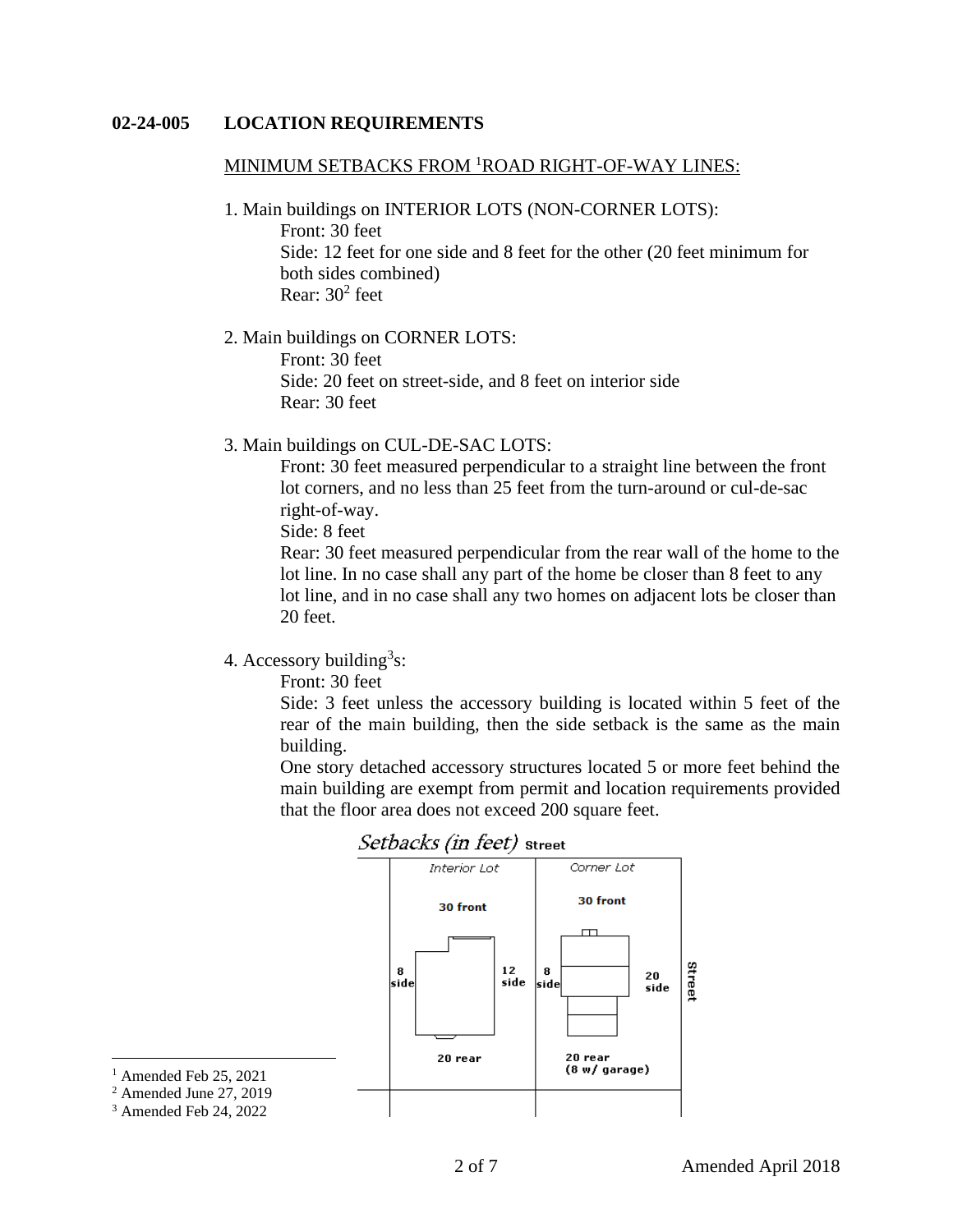**02-24-005 LOCATION REQUIREMENTS**

MINIMUM SETBACKS FROM [1]ROAD RIGHT-OF-WAY LINES:

1. Main buildings on INTERIOR LOTS (NON-CORNER LOTS):
   Front: 30 feet
   Side: 12 feet for one side and 8 feet for the other (20 feet minimum for both sides combined)
   Rear: 30[2] feet

2. Main buildings on CORNER LOTS:
   Front: 30 feet
   Side: 20 feet on street-side, and 8 feet on interior side
   Rear: 30 feet

3. Main buildings on CUL-DE-SAC LOTS:
   Front: 30 feet measured perpendicular to a straight line between the front lot corners, and no less than 25 feet from the turn-around or cul-de-sac right-of-way.
   Side: 8 feet
   Rear: 30 feet measured perpendicular from the rear wall of the home to the lot line. In no case shall any part of the home be closer than 8 feet to any lot line, and in no case shall any two homes on adjacent lots be closer than 20 feet.

4. Accessory building[3]s:
   Front: 30 feet
   Side: 3 feet unless the accessory building is located within 5 feet of the rear of the main building, then the side setback is the same as the main building.
   One story detached accessory structures located 5 or more feet behind the main building are exempt from permit and location requirements provided that the floor area does not exceed 200 square feet.

*Setbacks (in feet)* Street

| Interior Lot | Corner Lot |
|---|---|
| 30 front | 30 front |
| 8 side / 12 side | 8 side / 20 side (Street) |
| 20 rear | 20 rear (8 w/ garage) |

[1] Amended Feb 25, 2021
[2] Amended June 27, 2019
[3] Amended Feb 24, 2022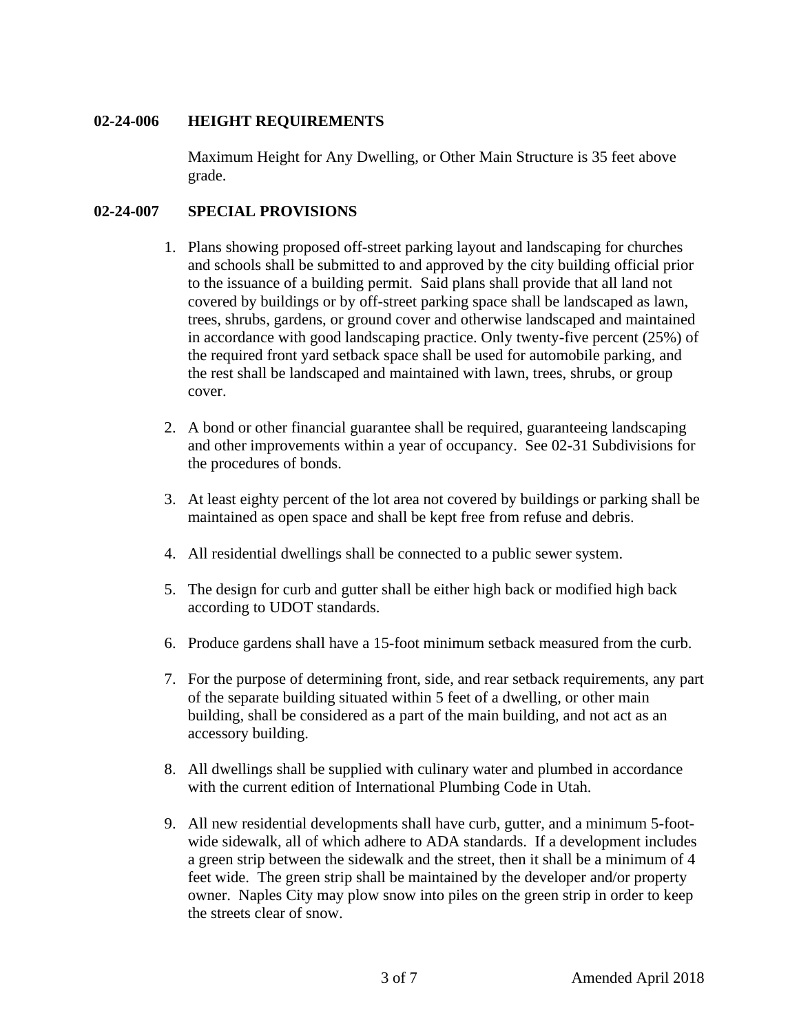**02-24-006 HEIGHT REQUIREMENTS**

Maximum Height for Any Dwelling, or Other Main Structure is 35 feet above grade.

**02-24-007 SPECIAL PROVISIONS**

1. Plans showing proposed off-street parking layout and landscaping for churches and schools shall be submitted to and approved by the city building official prior to the issuance of a building permit. Said plans shall provide that all land not covered by buildings or by off-street parking space shall be landscaped as lawn, trees, shrubs, gardens, or ground cover and otherwise landscaped and maintained in accordance with good landscaping practice. Only twenty-five percent (25%) of the required front yard setback space shall be used for automobile parking, and the rest shall be landscaped and maintained with lawn, trees, shrubs, or group cover.

2. A bond or other financial guarantee shall be required, guaranteeing landscaping and other improvements within a year of occupancy. See 02-31 Subdivisions for the procedures of bonds.

3. At least eighty percent of the lot area not covered by buildings or parking shall be maintained as open space and shall be kept free from refuse and debris.

4. All residential dwellings shall be connected to a public sewer system.

5. The design for curb and gutter shall be either high back or modified high back according to UDOT standards.

6. Produce gardens shall have a 15-foot minimum setback measured from the curb.

7. For the purpose of determining front, side, and rear setback requirements, any part of the separate building situated within 5 feet of a dwelling, or other main building, shall be considered as a part of the main building, and not act as an accessory building.

8. All dwellings shall be supplied with culinary water and plumbed in accordance with the current edition of International Plumbing Code in Utah.

9. All new residential developments shall have curb, gutter, and a minimum 5-foot-wide sidewalk, all of which adhere to ADA standards. If a development includes a green strip between the sidewalk and the street, then it shall be a minimum of 4 feet wide. The green strip shall be maintained by the developer and/or property owner. Naples City may plow snow into piles on the green strip in order to keep the streets clear of snow.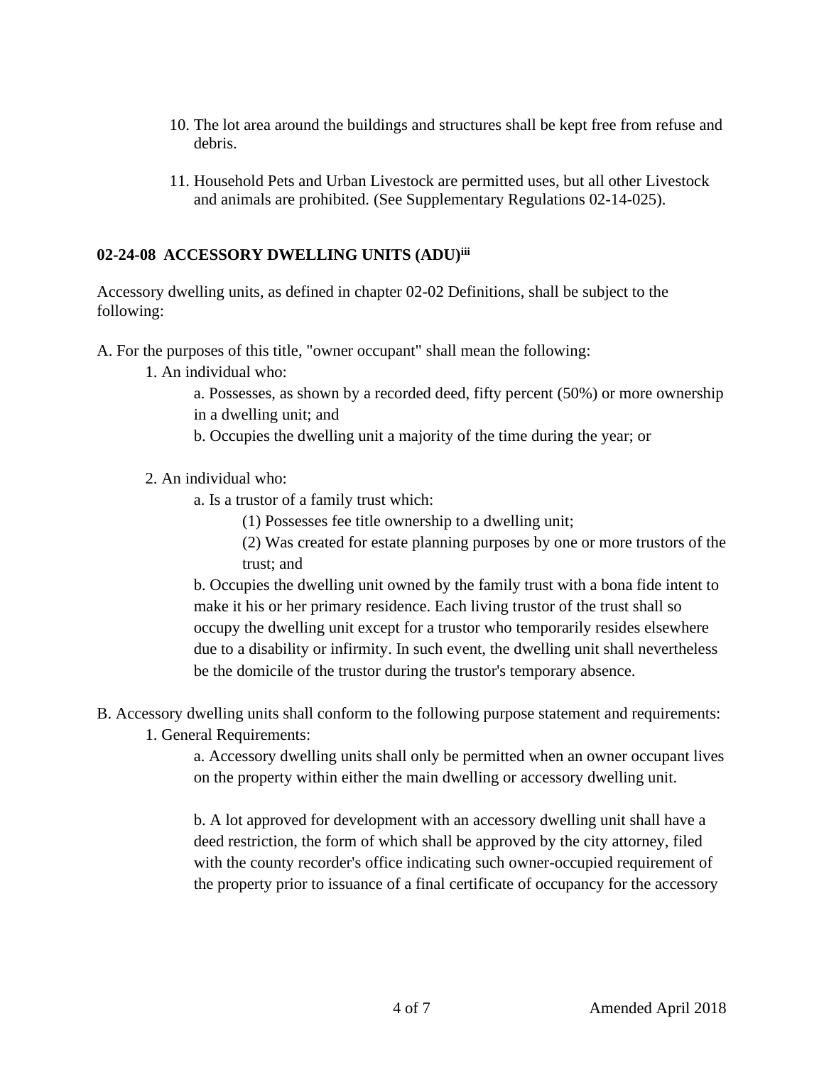10. The lot area around the buildings and structures shall be kept free from refuse and debris.

11. Household Pets and Urban Livestock are permitted uses, but all other Livestock and animals are prohibited. (See Supplementary Regulations 02-14-025).

## 02-24-08 ACCESSORY DWELLING UNITS (ADU)[iii]

Accessory dwelling units, as defined in chapter 02-02 Definitions, shall be subject to the following:

A. For the purposes of this title, "owner occupant" shall mean the following:

1. An individual who:

   a. Possesses, as shown by a recorded deed, fifty percent (50%) or more ownership in a dwelling unit; and

   b. Occupies the dwelling unit a majority of the time during the year; or

2. An individual who:

   a. Is a trustor of a family trust which:

      (1) Possesses fee title ownership to a dwelling unit;

      (2) Was created for estate planning purposes by one or more trustors of the trust; and

   b. Occupies the dwelling unit owned by the family trust with a bona fide intent to make it his or her primary residence. Each living trustor of the trust shall so occupy the dwelling unit except for a trustor who temporarily resides elsewhere due to a disability or infirmity. In such event, the dwelling unit shall nevertheless be the domicile of the trustor during the trustor's temporary absence.

B. Accessory dwelling units shall conform to the following purpose statement and requirements:

1. General Requirements:

   a. Accessory dwelling units shall only be permitted when an owner occupant lives on the property within either the main dwelling or accessory dwelling unit.

   b. A lot approved for development with an accessory dwelling unit shall have a deed restriction, the form of which shall be approved by the city attorney, filed with the county recorder's office indicating such owner-occupied requirement of the property prior to issuance of a final certificate of occupancy for the accessory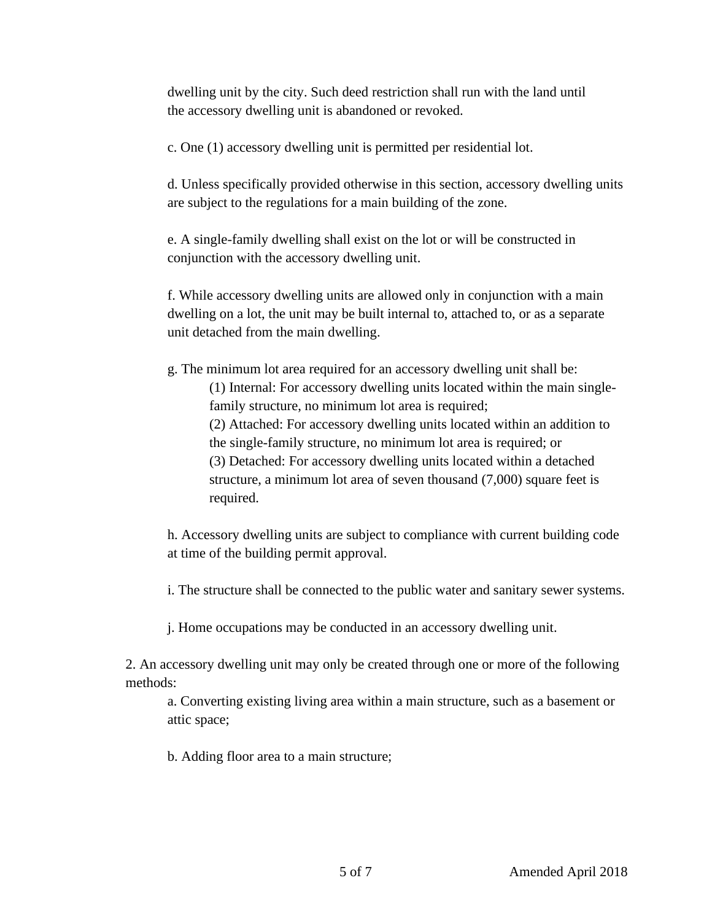dwelling unit by the city. Such deed restriction shall run with the land until the accessory dwelling unit is abandoned or revoked.

c. One (1) accessory dwelling unit is permitted per residential lot.

d. Unless specifically provided otherwise in this section, accessory dwelling units are subject to the regulations for a main building of the zone.

e. A single-family dwelling shall exist on the lot or will be constructed in conjunction with the accessory dwelling unit.

f. While accessory dwelling units are allowed only in conjunction with a main dwelling on a lot, the unit may be built internal to, attached to, or as a separate unit detached from the main dwelling.

g. The minimum lot area required for an accessory dwelling unit shall be:

(1) Internal: For accessory dwelling units located within the main single-family structure, no minimum lot area is required;

(2) Attached: For accessory dwelling units located within an addition to the single-family structure, no minimum lot area is required; or

(3) Detached: For accessory dwelling units located within a detached structure, a minimum lot area of seven thousand (7,000) square feet is required.

h. Accessory dwelling units are subject to compliance with current building code at time of the building permit approval.

i. The structure shall be connected to the public water and sanitary sewer systems.

j. Home occupations may be conducted in an accessory dwelling unit.

2. An accessory dwelling unit may only be created through one or more of the following methods:

a. Converting existing living area within a main structure, such as a basement or attic space;

b. Adding floor area to a main structure;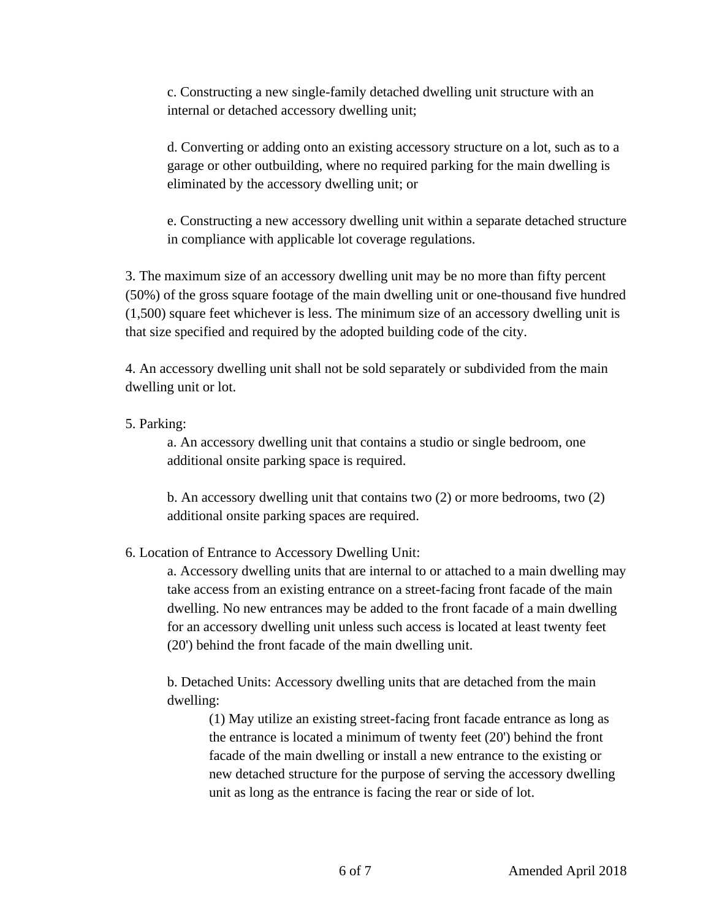c. Constructing a new single-family detached dwelling unit structure with an internal or detached accessory dwelling unit;

d. Converting or adding onto an existing accessory structure on a lot, such as to a garage or other outbuilding, where no required parking for the main dwelling is eliminated by the accessory dwelling unit; or

e. Constructing a new accessory dwelling unit within a separate detached structure in compliance with applicable lot coverage regulations.

3. The maximum size of an accessory dwelling unit may be no more than fifty percent (50%) of the gross square footage of the main dwelling unit or one-thousand five hundred (1,500) square feet whichever is less. The minimum size of an accessory dwelling unit is that size specified and required by the adopted building code of the city.

4. An accessory dwelling unit shall not be sold separately or subdivided from the main dwelling unit or lot.

5. Parking:

a. An accessory dwelling unit that contains a studio or single bedroom, one additional onsite parking space is required.

b. An accessory dwelling unit that contains two (2) or more bedrooms, two (2) additional onsite parking spaces are required.

6. Location of Entrance to Accessory Dwelling Unit:

a. Accessory dwelling units that are internal to or attached to a main dwelling may take access from an existing entrance on a street-facing front facade of the main dwelling. No new entrances may be added to the front facade of a main dwelling for an accessory dwelling unit unless such access is located at least twenty feet (20') behind the front facade of the main dwelling unit.

b. Detached Units: Accessory dwelling units that are detached from the main dwelling:

(1) May utilize an existing street-facing front facade entrance as long as the entrance is located a minimum of twenty feet (20') behind the front facade of the main dwelling or install a new entrance to the existing or new detached structure for the purpose of serving the accessory dwelling unit as long as the entrance is facing the rear or side of lot.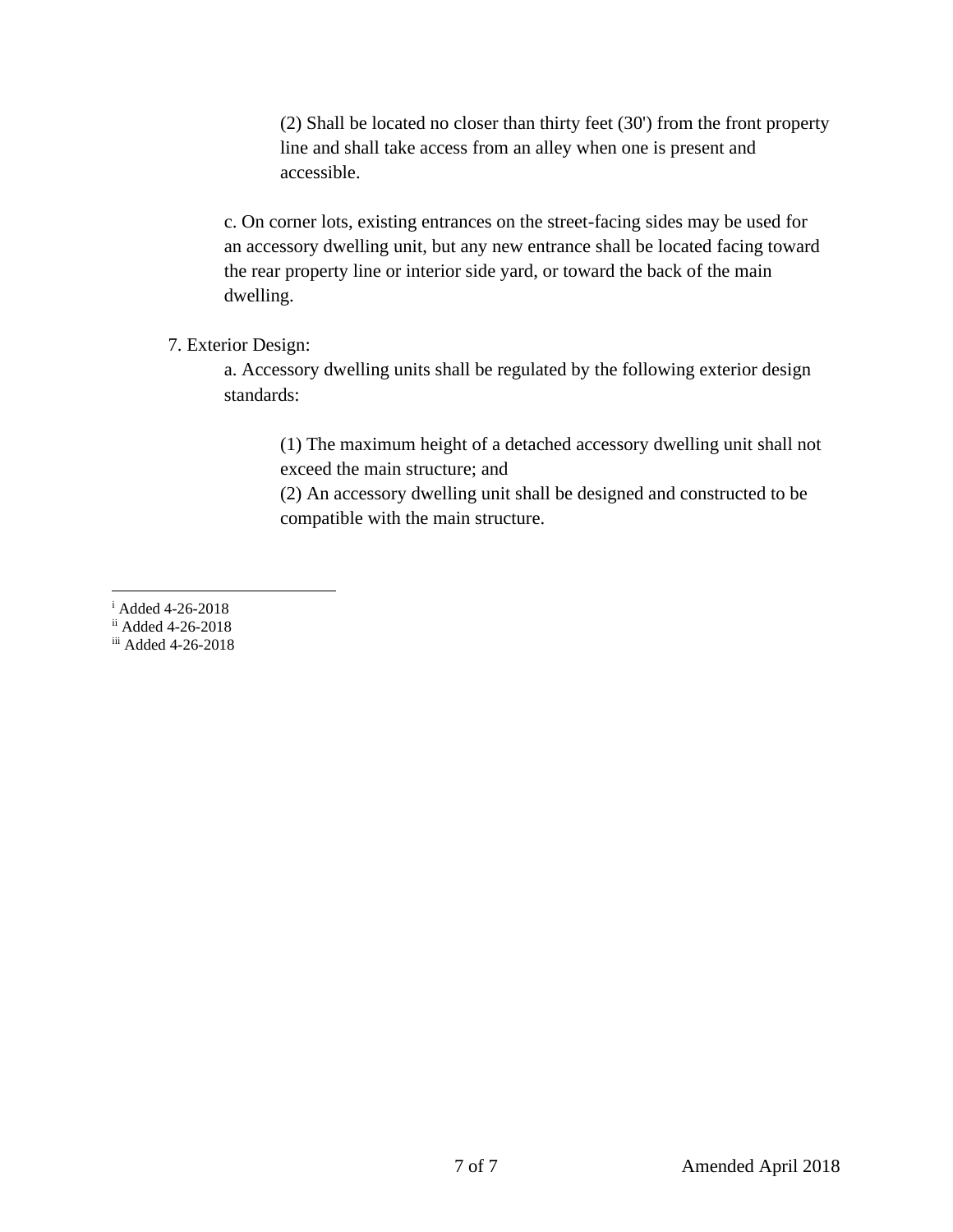(2) Shall be located no closer than thirty feet (30') from the front property line and shall take access from an alley when one is present and accessible.

c. On corner lots, existing entrances on the street-facing sides may be used for an accessory dwelling unit, but any new entrance shall be located facing toward the rear property line or interior side yard, or toward the back of the main dwelling.

7. Exterior Design:

a. Accessory dwelling units shall be regulated by the following exterior design standards:

(1) The maximum height of a detached accessory dwelling unit shall not exceed the main structure; and

(2) An accessory dwelling unit shall be designed and constructed to be compatible with the main structure.

---

[i] Added 4-26-2018

[ii] Added 4-26-2018

[iii] Added 4-26-2018